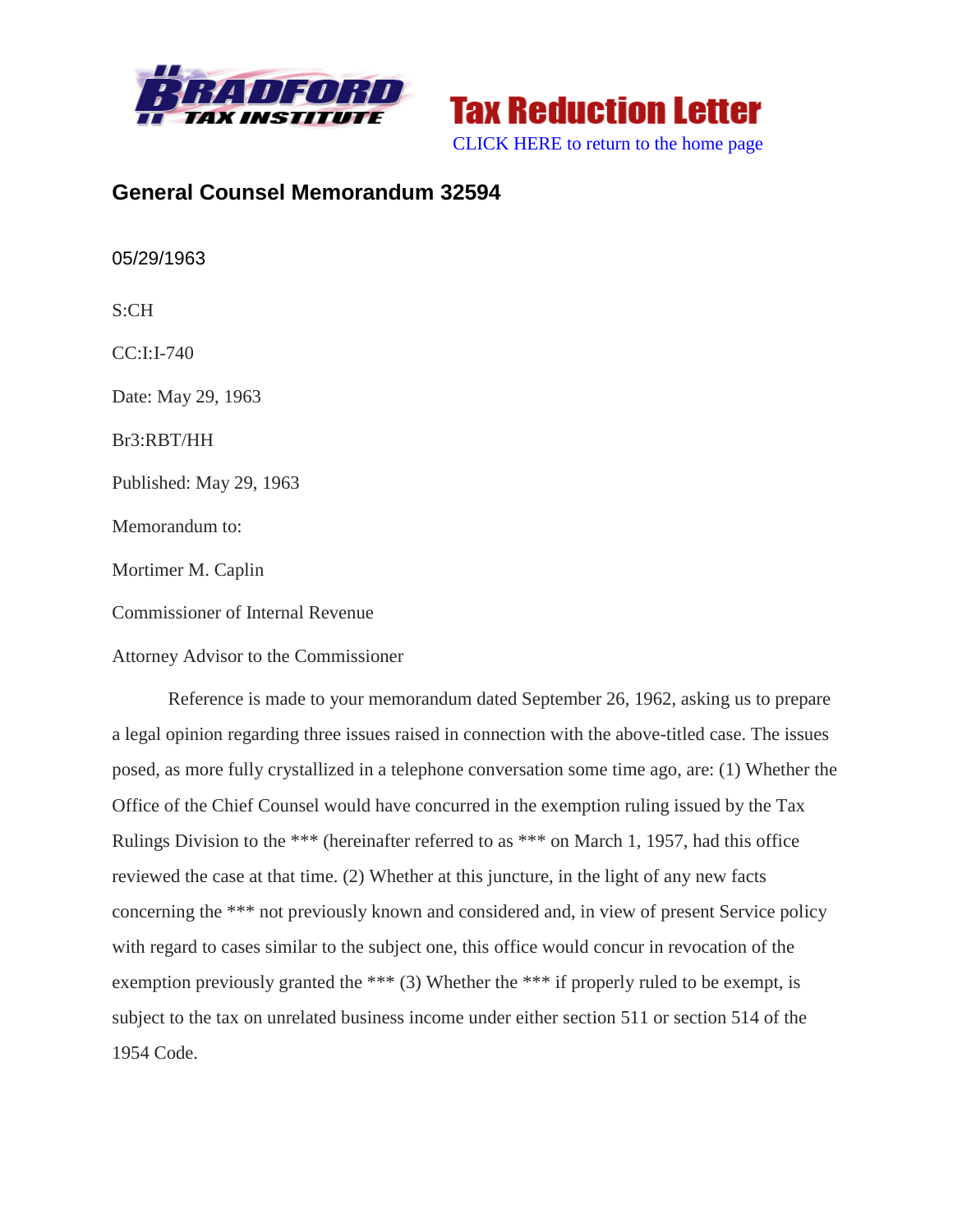Bradford Tax Institute

Tax Reduction Letter

CLICK HERE to return to the home page

## General Counsel Memorandum 32594

05/29/1963

S:CH

CC:I:I-740

Date: May 29, 1963

Br3:RBT/HH

Published: May 29, 1963

Memorandum to:

Mortimer M. Caplin

Commissioner of Internal Revenue

Attorney Advisor to the Commissioner

Reference is made to your memorandum dated September 26, 1962, asking us to prepare a legal opinion regarding three issues raised in connection with the above-titled case. The issues posed, as more fully crystallized in a telephone conversation some time ago, are: (1) Whether the Office of the Chief Counsel would have concurred in the exemption ruling issued by the Tax Rulings Division to the *** (hereinafter referred to as *** on March 1, 1957, had this office reviewed the case at that time. (2) Whether at this juncture, in the light of any new facts concerning the *** not previously known and considered and, in view of present Service policy with regard to cases similar to the subject one, this office would concur in revocation of the exemption previously granted the *** (3) Whether the *** if properly ruled to be exempt, is subject to the tax on unrelated business income under either section 511 or section 514 of the 1954 Code.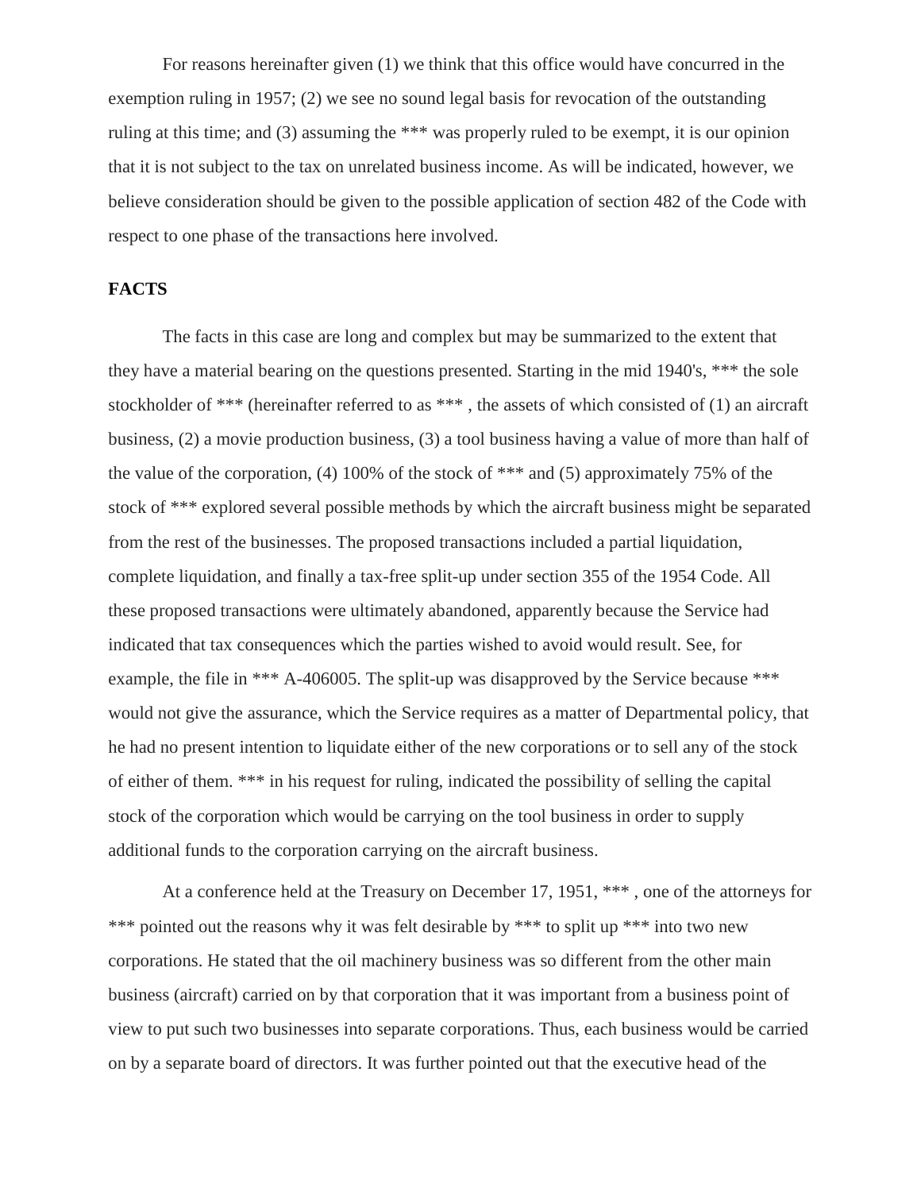For reasons hereinafter given (1) we think that this office would have concurred in the exemption ruling in 1957; (2) we see no sound legal basis for revocation of the outstanding ruling at this time; and (3) assuming the *** was properly ruled to be exempt, it is our opinion that it is not subject to the tax on unrelated business income. As will be indicated, however, we believe consideration should be given to the possible application of section 482 of the Code with respect to one phase of the transactions here involved.

**FACTS**

The facts in this case are long and complex but may be summarized to the extent that they have a material bearing on the questions presented. Starting in the mid 1940's, *** the sole stockholder of *** (hereinafter referred to as *** , the assets of which consisted of (1) an aircraft business, (2) a movie production business, (3) a tool business having a value of more than half of the value of the corporation, (4) 100% of the stock of *** and (5) approximately 75% of the stock of *** explored several possible methods by which the aircraft business might be separated from the rest of the businesses. The proposed transactions included a partial liquidation, complete liquidation, and finally a tax-free split-up under section 355 of the 1954 Code. All these proposed transactions were ultimately abandoned, apparently because the Service had indicated that tax consequences which the parties wished to avoid would result. See, for example, the file in *** A-406005. The split-up was disapproved by the Service because *** would not give the assurance, which the Service requires as a matter of Departmental policy, that he had no present intention to liquidate either of the new corporations or to sell any of the stock of either of them. *** in his request for ruling, indicated the possibility of selling the capital stock of the corporation which would be carrying on the tool business in order to supply additional funds to the corporation carrying on the aircraft business.

At a conference held at the Treasury on December 17, 1951, *** , one of the attorneys for *** pointed out the reasons why it was felt desirable by *** to split up *** into two new corporations. He stated that the oil machinery business was so different from the other main business (aircraft) carried on by that corporation that it was important from a business point of view to put such two businesses into separate corporations. Thus, each business would be carried on by a separate board of directors. It was further pointed out that the executive head of the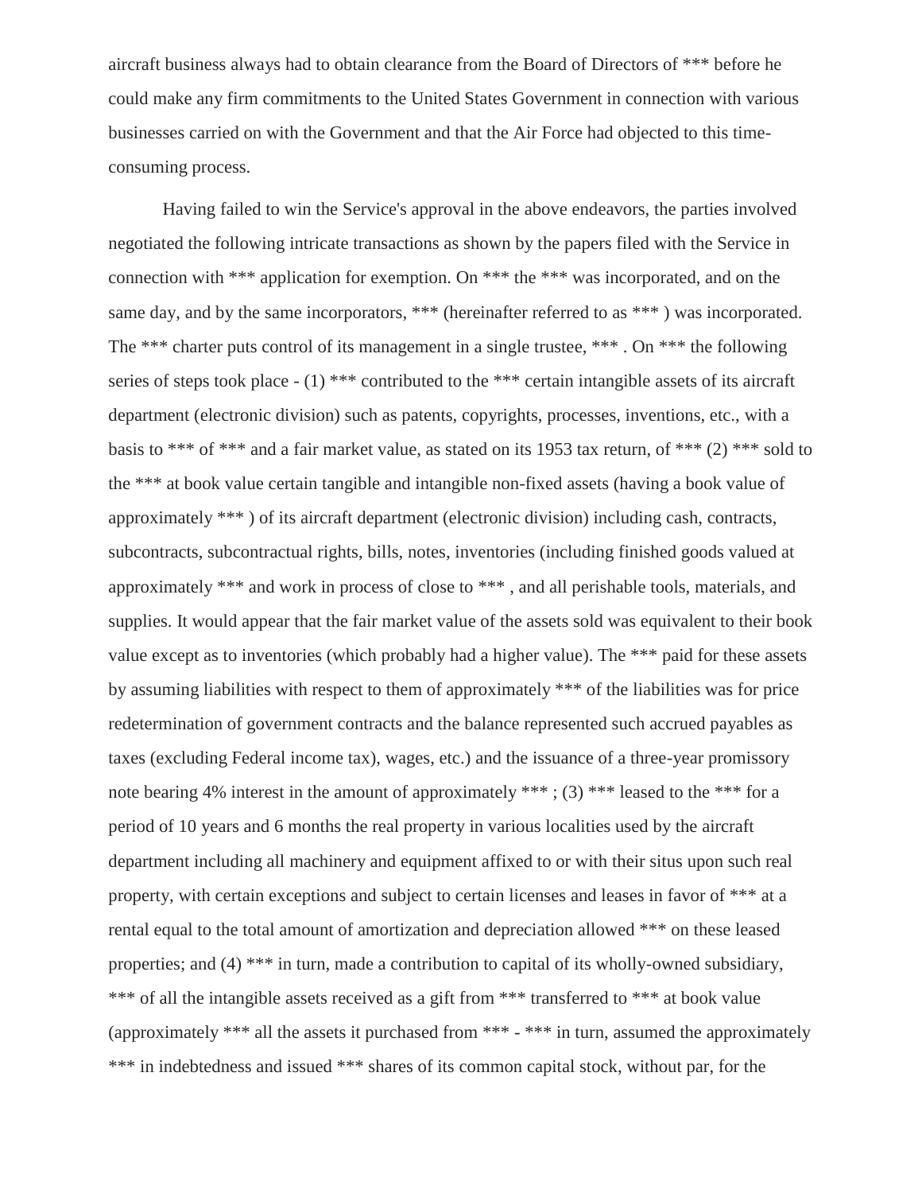aircraft business always had to obtain clearance from the Board of Directors of *** before he could make any firm commitments to the United States Government in connection with various businesses carried on with the Government and that the Air Force had objected to this time-consuming process.

Having failed to win the Service's approval in the above endeavors, the parties involved negotiated the following intricate transactions as shown by the papers filed with the Service in connection with *** application for exemption. On *** the *** was incorporated, and on the same day, and by the same incorporators, *** (hereinafter referred to as *** ) was incorporated. The *** charter puts control of its management in a single trustee, *** . On *** the following series of steps took place - (1) *** contributed to the *** certain intangible assets of its aircraft department (electronic division) such as patents, copyrights, processes, inventions, etc., with a basis to *** of *** and a fair market value, as stated on its 1953 tax return, of *** (2) *** sold to the *** at book value certain tangible and intangible non-fixed assets (having a book value of approximately *** ) of its aircraft department (electronic division) including cash, contracts, subcontracts, subcontractual rights, bills, notes, inventories (including finished goods valued at approximately *** and work in process of close to *** , and all perishable tools, materials, and supplies. It would appear that the fair market value of the assets sold was equivalent to their book value except as to inventories (which probably had a higher value). The *** paid for these assets by assuming liabilities with respect to them of approximately *** of the liabilities was for price redetermination of government contracts and the balance represented such accrued payables as taxes (excluding Federal income tax), wages, etc.) and the issuance of a three-year promissory note bearing 4% interest in the amount of approximately *** ; (3) *** leased to the *** for a period of 10 years and 6 months the real property in various localities used by the aircraft department including all machinery and equipment affixed to or with their situs upon such real property, with certain exceptions and subject to certain licenses and leases in favor of *** at a rental equal to the total amount of amortization and depreciation allowed *** on these leased properties; and (4) *** in turn, made a contribution to capital of its wholly-owned subsidiary, *** of all the intangible assets received as a gift from *** transferred to *** at book value (approximately *** all the assets it purchased from *** - *** in turn, assumed the approximately *** in indebtedness and issued *** shares of its common capital stock, without par, for the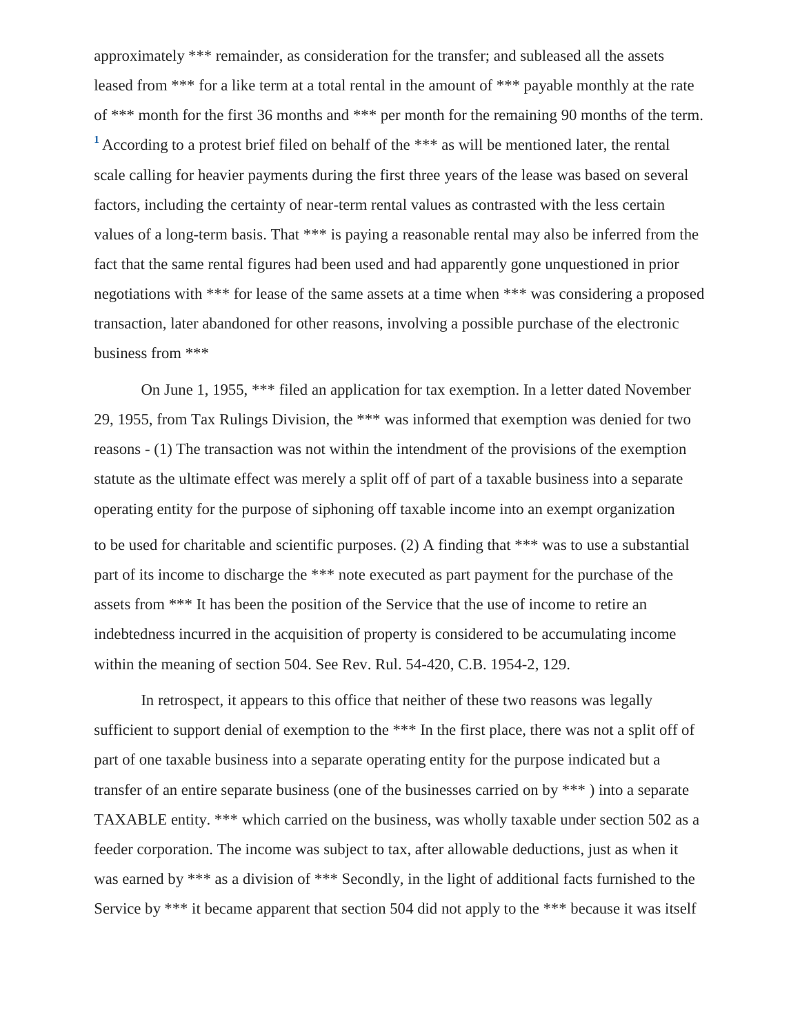approximately *** remainder, as consideration for the transfer; and subleased all the assets leased from *** for a like term at a total rental in the amount of *** payable monthly at the rate of *** month for the first 36 months and *** per month for the remaining 90 months of the term. [1] According to a protest brief filed on behalf of the *** as will be mentioned later, the rental scale calling for heavier payments during the first three years of the lease was based on several factors, including the certainty of near-term rental values as contrasted with the less certain values of a long-term basis. That *** is paying a reasonable rental may also be inferred from the fact that the same rental figures had been used and had apparently gone unquestioned in prior negotiations with *** for lease of the same assets at a time when *** was considering a proposed transaction, later abandoned for other reasons, involving a possible purchase of the electronic business from ***

On June 1, 1955, *** filed an application for tax exemption. In a letter dated November 29, 1955, from Tax Rulings Division, the *** was informed that exemption was denied for two reasons - (1) The transaction was not within the intendment of the provisions of the exemption statute as the ultimate effect was merely a split off of part of a taxable business into a separate operating entity for the purpose of siphoning off taxable income into an exempt organization to be used for charitable and scientific purposes. (2) A finding that *** was to use a substantial part of its income to discharge the *** note executed as part payment for the purchase of the assets from *** It has been the position of the Service that the use of income to retire an indebtedness incurred in the acquisition of property is considered to be accumulating income within the meaning of section 504. See Rev. Rul. 54-420, C.B. 1954-2, 129.

In retrospect, it appears to this office that neither of these two reasons was legally sufficient to support denial of exemption to the *** In the first place, there was not a split off of part of one taxable business into a separate operating entity for the purpose indicated but a transfer of an entire separate business (one of the businesses carried on by *** ) into a separate TAXABLE entity. *** which carried on the business, was wholly taxable under section 502 as a feeder corporation. The income was subject to tax, after allowable deductions, just as when it was earned by *** as a division of *** Secondly, in the light of additional facts furnished to the Service by *** it became apparent that section 504 did not apply to the *** because it was itself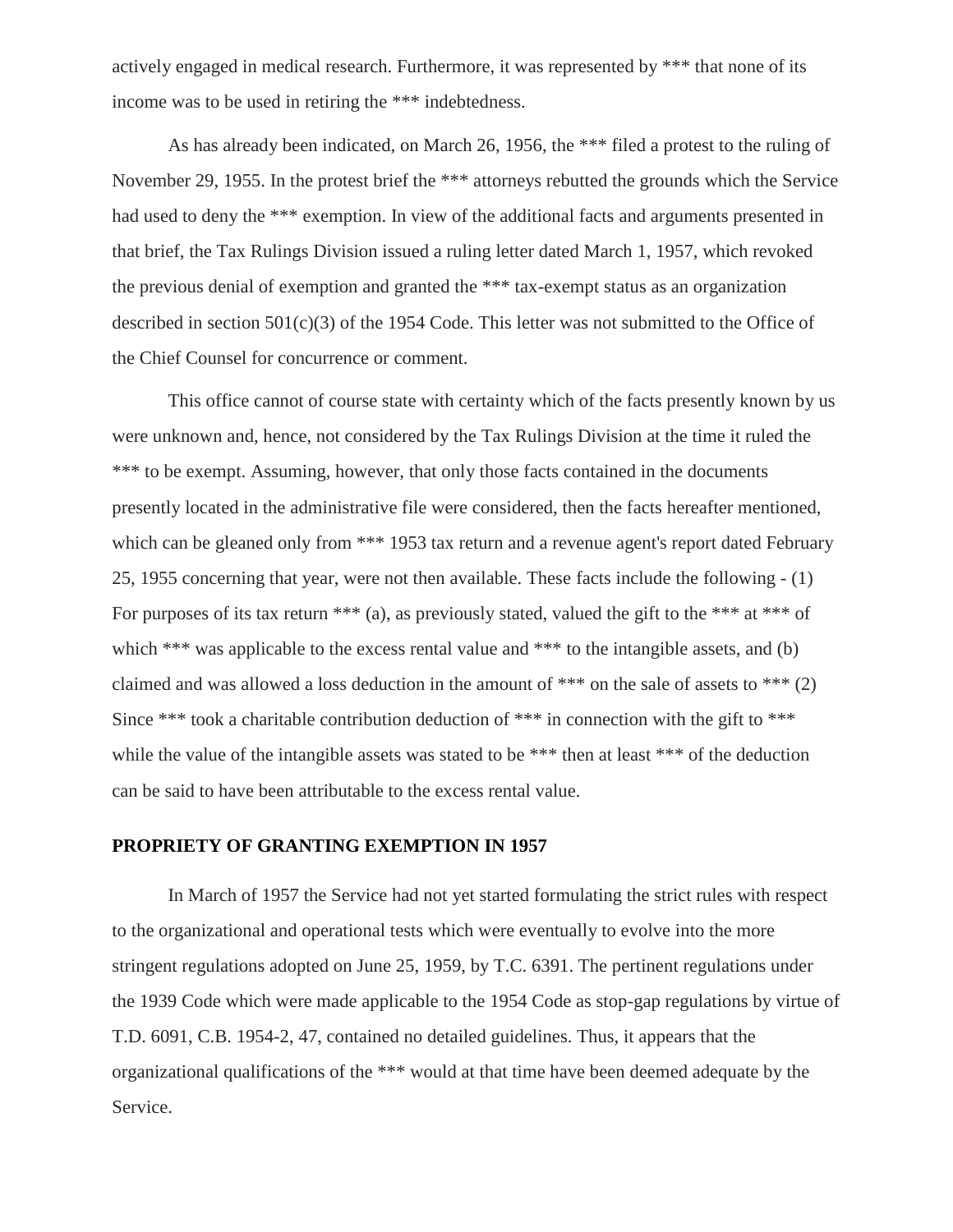actively engaged in medical research. Furthermore, it was represented by *** that none of its income was to be used in retiring the *** indebtedness.

As has already been indicated, on March 26, 1956, the *** filed a protest to the ruling of November 29, 1955. In the protest brief the *** attorneys rebutted the grounds which the Service had used to deny the *** exemption. In view of the additional facts and arguments presented in that brief, the Tax Rulings Division issued a ruling letter dated March 1, 1957, which revoked the previous denial of exemption and granted the *** tax-exempt status as an organization described in section 501(c)(3) of the 1954 Code. This letter was not submitted to the Office of the Chief Counsel for concurrence or comment.

This office cannot of course state with certainty which of the facts presently known by us were unknown and, hence, not considered by the Tax Rulings Division at the time it ruled the *** to be exempt. Assuming, however, that only those facts contained in the documents presently located in the administrative file were considered, then the facts hereafter mentioned, which can be gleaned only from *** 1953 tax return and a revenue agent's report dated February 25, 1955 concerning that year, were not then available. These facts include the following - (1) For purposes of its tax return *** (a), as previously stated, valued the gift to the *** at *** of which *** was applicable to the excess rental value and *** to the intangible assets, and (b) claimed and was allowed a loss deduction in the amount of *** on the sale of assets to *** (2) Since *** took a charitable contribution deduction of *** in connection with the gift to *** while the value of the intangible assets was stated to be *** then at least *** of the deduction can be said to have been attributable to the excess rental value.

### PROPRIETY OF GRANTING EXEMPTION IN 1957

In March of 1957 the Service had not yet started formulating the strict rules with respect to the organizational and operational tests which were eventually to evolve into the more stringent regulations adopted on June 25, 1959, by T.C. 6391. The pertinent regulations under the 1939 Code which were made applicable to the 1954 Code as stop-gap regulations by virtue of T.D. 6091, C.B. 1954-2, 47, contained no detailed guidelines. Thus, it appears that the organizational qualifications of the *** would at that time have been deemed adequate by the Service.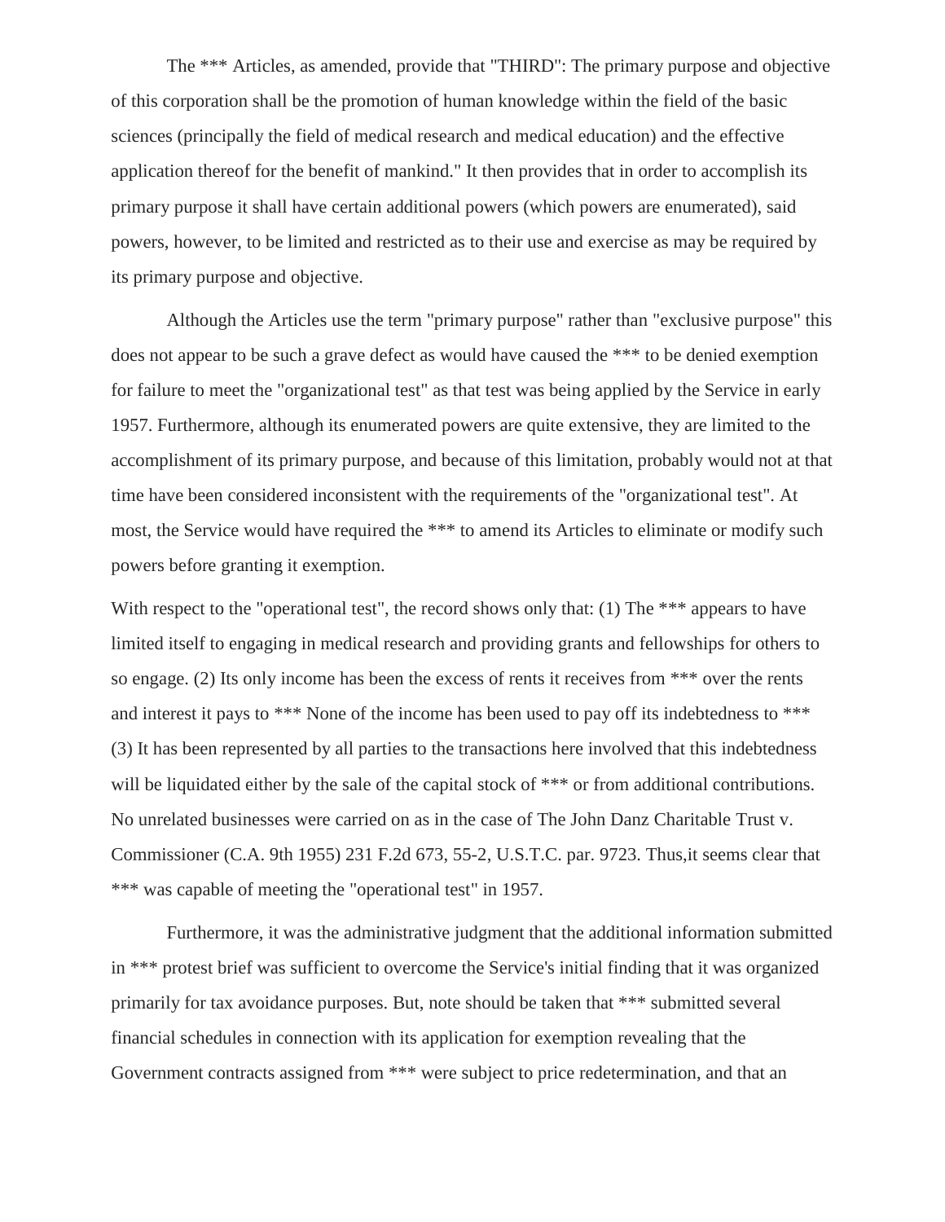The *** Articles, as amended, provide that "THIRD": The primary purpose and objective of this corporation shall be the promotion of human knowledge within the field of the basic sciences (principally the field of medical research and medical education) and the effective application thereof for the benefit of mankind." It then provides that in order to accomplish its primary purpose it shall have certain additional powers (which powers are enumerated), said powers, however, to be limited and restricted as to their use and exercise as may be required by its primary purpose and objective.

Although the Articles use the term "primary purpose" rather than "exclusive purpose" this does not appear to be such a grave defect as would have caused the *** to be denied exemption for failure to meet the "organizational test" as that test was being applied by the Service in early 1957. Furthermore, although its enumerated powers are quite extensive, they are limited to the accomplishment of its primary purpose, and because of this limitation, probably would not at that time have been considered inconsistent with the requirements of the "organizational test". At most, the Service would have required the *** to amend its Articles to eliminate or modify such powers before granting it exemption.

With respect to the "operational test", the record shows only that: (1) The *** appears to have limited itself to engaging in medical research and providing grants and fellowships for others to so engage. (2) Its only income has been the excess of rents it receives from *** over the rents and interest it pays to *** None of the income has been used to pay off its indebtedness to *** (3) It has been represented by all parties to the transactions here involved that this indebtedness will be liquidated either by the sale of the capital stock of *** or from additional contributions. No unrelated businesses were carried on as in the case of The John Danz Charitable Trust v. Commissioner (C.A. 9th 1955) 231 F.2d 673, 55-2, U.S.T.C. par. 9723. Thus,it seems clear that *** was capable of meeting the "operational test" in 1957.

Furthermore, it was the administrative judgment that the additional information submitted in *** protest brief was sufficient to overcome the Service's initial finding that it was organized primarily for tax avoidance purposes. But, note should be taken that *** submitted several financial schedules in connection with its application for exemption revealing that the Government contracts assigned from *** were subject to price redetermination, and that an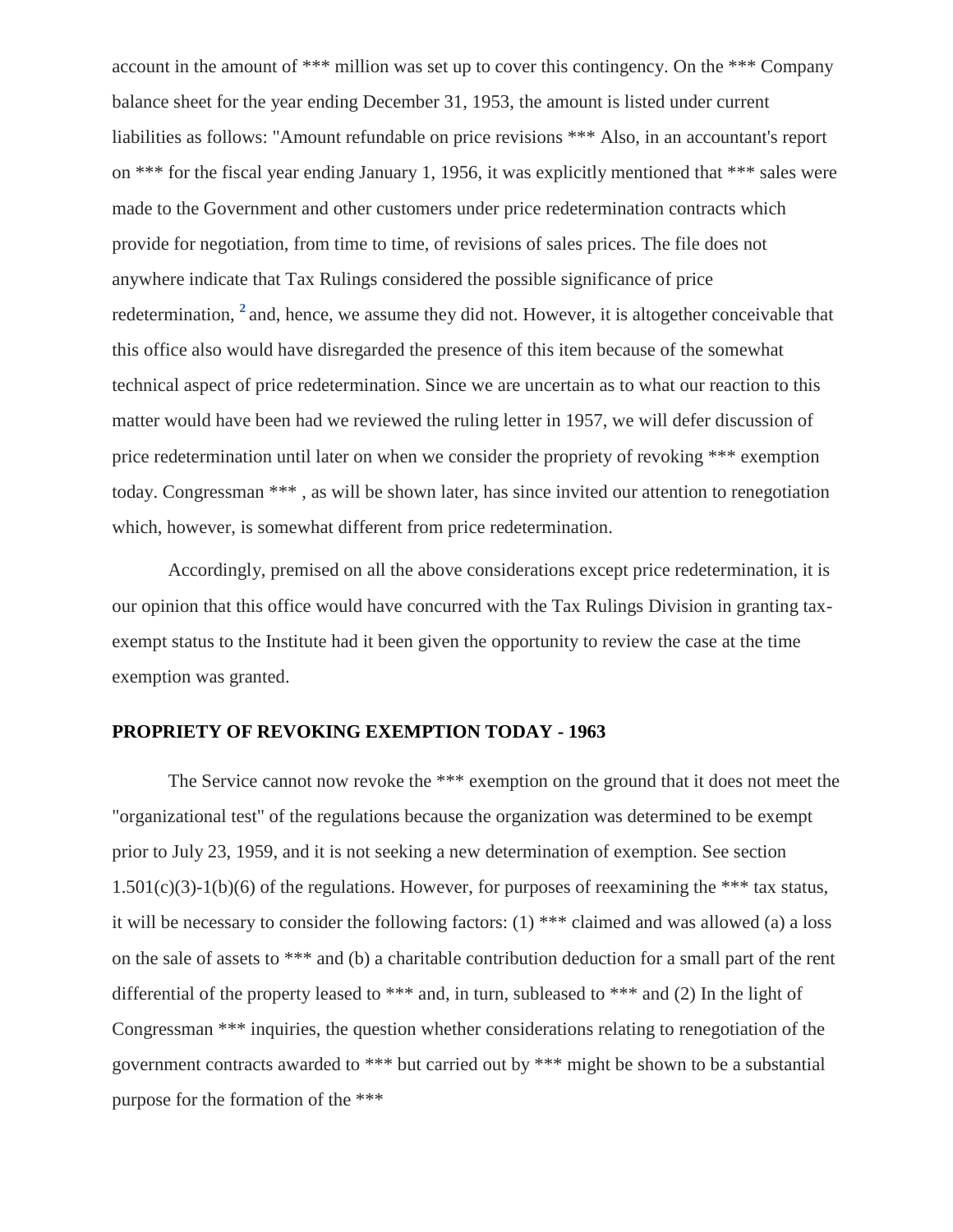account in the amount of *** million was set up to cover this contingency. On the *** Company balance sheet for the year ending December 31, 1953, the amount is listed under current liabilities as follows: "Amount refundable on price revisions *** Also, in an accountant's report on *** for the fiscal year ending January 1, 1956, it was explicitly mentioned that *** sales were made to the Government and other customers under price redetermination contracts which provide for negotiation, from time to time, of revisions of sales prices. The file does not anywhere indicate that Tax Rulings considered the possible significance of price redetermination, [2] and, hence, we assume they did not. However, it is altogether conceivable that this office also would have disregarded the presence of this item because of the somewhat technical aspect of price redetermination. Since we are uncertain as to what our reaction to this matter would have been had we reviewed the ruling letter in 1957, we will defer discussion of price redetermination until later on when we consider the propriety of revoking *** exemption today. Congressman *** , as will be shown later, has since invited our attention to renegotiation which, however, is somewhat different from price redetermination.

Accordingly, premised on all the above considerations except price redetermination, it is our opinion that this office would have concurred with the Tax Rulings Division in granting tax-exempt status to the Institute had it been given the opportunity to review the case at the time exemption was granted.

**PROPRIETY OF REVOKING EXEMPTION TODAY - 1963**

The Service cannot now revoke the *** exemption on the ground that it does not meet the "organizational test" of the regulations because the organization was determined to be exempt prior to July 23, 1959, and it is not seeking a new determination of exemption. See section 1.501(c)(3)-1(b)(6) of the regulations. However, for purposes of reexamining the *** tax status, it will be necessary to consider the following factors: (1) *** claimed and was allowed (a) a loss on the sale of assets to *** and (b) a charitable contribution deduction for a small part of the rent differential of the property leased to *** and, in turn, subleased to *** and (2) In the light of Congressman *** inquiries, the question whether considerations relating to renegotiation of the government contracts awarded to *** but carried out by *** might be shown to be a substantial purpose for the formation of the ***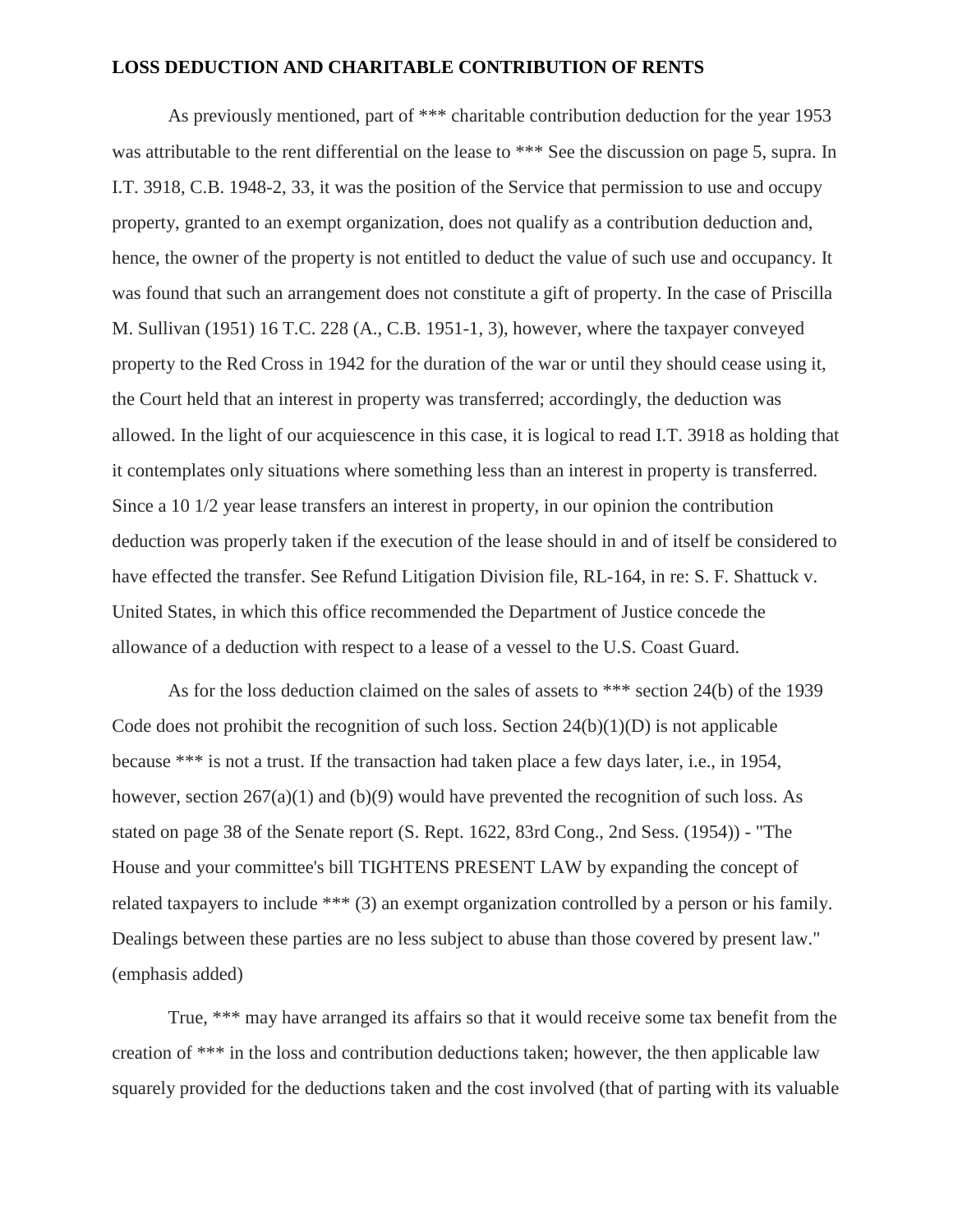**LOSS DEDUCTION AND CHARITABLE CONTRIBUTION OF RENTS**

As previously mentioned, part of *** charitable contribution deduction for the year 1953 was attributable to the rent differential on the lease to *** See the discussion on page 5, supra. In I.T. 3918, C.B. 1948-2, 33, it was the position of the Service that permission to use and occupy property, granted to an exempt organization, does not qualify as a contribution deduction and, hence, the owner of the property is not entitled to deduct the value of such use and occupancy. It was found that such an arrangement does not constitute a gift of property. In the case of Priscilla M. Sullivan (1951) 16 T.C. 228 (A., C.B. 1951-1, 3), however, where the taxpayer conveyed property to the Red Cross in 1942 for the duration of the war or until they should cease using it, the Court held that an interest in property was transferred; accordingly, the deduction was allowed. In the light of our acquiescence in this case, it is logical to read I.T. 3918 as holding that it contemplates only situations where something less than an interest in property is transferred. Since a 10 1/2 year lease transfers an interest in property, in our opinion the contribution deduction was properly taken if the execution of the lease should in and of itself be considered to have effected the transfer. See Refund Litigation Division file, RL-164, in re: S. F. Shattuck v. United States, in which this office recommended the Department of Justice concede the allowance of a deduction with respect to a lease of a vessel to the U.S. Coast Guard.

As for the loss deduction claimed on the sales of assets to *** section 24(b) of the 1939 Code does not prohibit the recognition of such loss. Section 24(b)(1)(D) is not applicable because *** is not a trust. If the transaction had taken place a few days later, i.e., in 1954, however, section 267(a)(1) and (b)(9) would have prevented the recognition of such loss. As stated on page 38 of the Senate report (S. Rept. 1622, 83rd Cong., 2nd Sess. (1954)) - "The House and your committee's bill TIGHTENS PRESENT LAW by expanding the concept of related taxpayers to include *** (3) an exempt organization controlled by a person or his family. Dealings between these parties are no less subject to abuse than those covered by present law." (emphasis added)

True, *** may have arranged its affairs so that it would receive some tax benefit from the creation of *** in the loss and contribution deductions taken; however, the then applicable law squarely provided for the deductions taken and the cost involved (that of parting with its valuable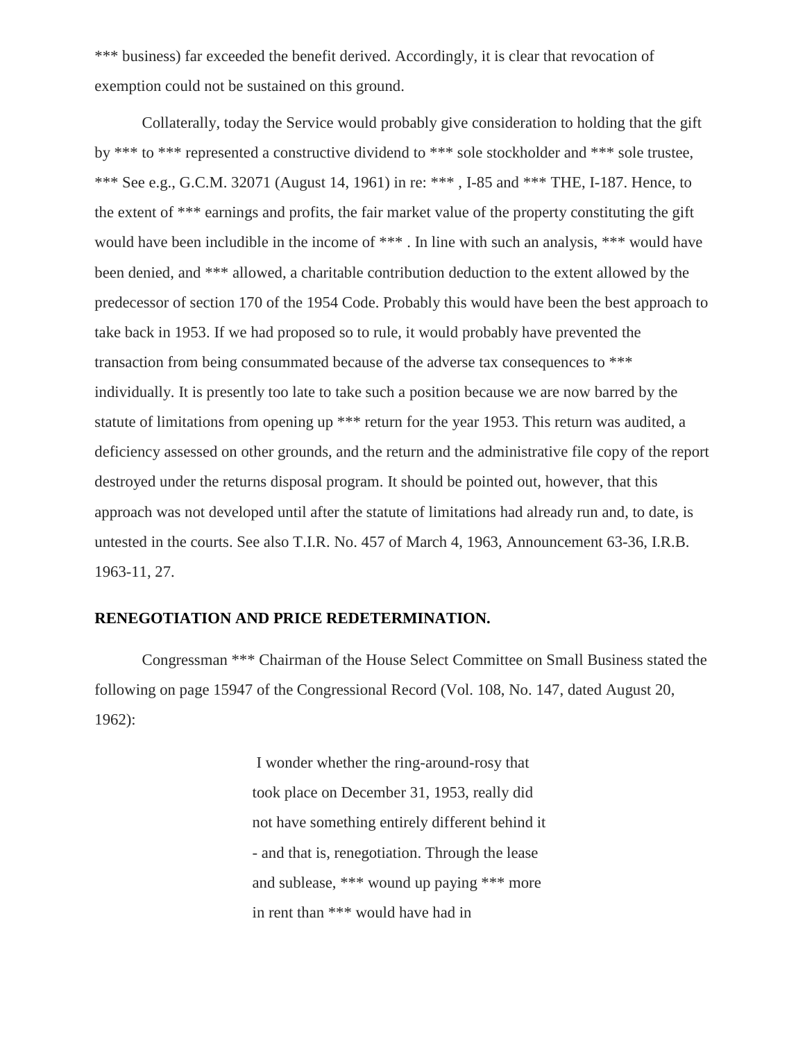*** business) far exceeded the benefit derived. Accordingly, it is clear that revocation of exemption could not be sustained on this ground.

Collaterally, today the Service would probably give consideration to holding that the gift by *** to *** represented a constructive dividend to *** sole stockholder and *** sole trustee, *** See e.g., G.C.M. 32071 (August 14, 1961) in re: *** , I-85 and *** THE, I-187. Hence, to the extent of *** earnings and profits, the fair market value of the property constituting the gift would have been includible in the income of *** . In line with such an analysis, *** would have been denied, and *** allowed, a charitable contribution deduction to the extent allowed by the predecessor of section 170 of the 1954 Code. Probably this would have been the best approach to take back in 1953. If we had proposed so to rule, it would probably have prevented the transaction from being consummated because of the adverse tax consequences to *** individually. It is presently too late to take such a position because we are now barred by the statute of limitations from opening up *** return for the year 1953. This return was audited, a deficiency assessed on other grounds, and the return and the administrative file copy of the report destroyed under the returns disposal program. It should be pointed out, however, that this approach was not developed until after the statute of limitations had already run and, to date, is untested in the courts. See also T.I.R. No. 457 of March 4, 1963, Announcement 63-36, I.R.B. 1963-11, 27.

**RENEGOTIATION AND PRICE REDETERMINATION.**

Congressman *** Chairman of the House Select Committee on Small Business stated the following on page 15947 of the Congressional Record (Vol. 108, No. 147, dated August 20, 1962):

> I wonder whether the ring-around-rosy that took place on December 31, 1953, really did not have something entirely different behind it - and that is, renegotiation. Through the lease and sublease, *** wound up paying *** more in rent than *** would have had in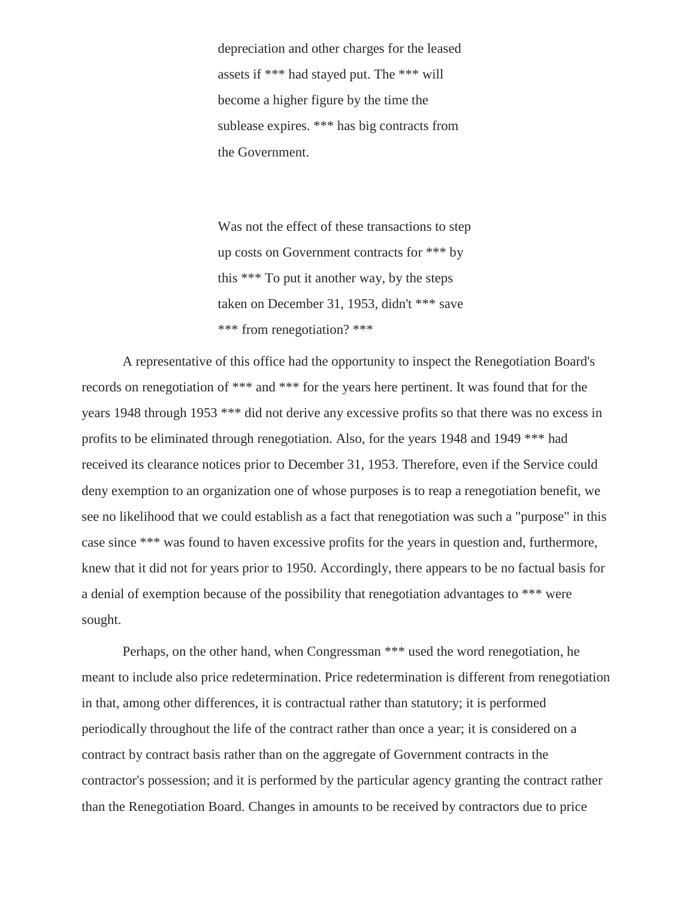> depreciation and other charges for the leased assets if *** had stayed put. The *** will become a higher figure by the time the sublease expires. *** has big contracts from the Government.
>
> Was not the effect of these transactions to step up costs on Government contracts for *** by this *** To put it another way, by the steps taken on December 31, 1953, didn't *** save *** from renegotiation? ***

A representative of this office had the opportunity to inspect the Renegotiation Board's records on renegotiation of *** and *** for the years here pertinent. It was found that for the years 1948 through 1953 *** did not derive any excessive profits so that there was no excess in profits to be eliminated through renegotiation. Also, for the years 1948 and 1949 *** had received its clearance notices prior to December 31, 1953. Therefore, even if the Service could deny exemption to an organization one of whose purposes is to reap a renegotiation benefit, we see no likelihood that we could establish as a fact that renegotiation was such a "purpose" in this case since *** was found to haven excessive profits for the years in question and, furthermore, knew that it did not for years prior to 1950. Accordingly, there appears to be no factual basis for a denial of exemption because of the possibility that renegotiation advantages to *** were sought.

Perhaps, on the other hand, when Congressman *** used the word renegotiation, he meant to include also price redetermination. Price redetermination is different from renegotiation in that, among other differences, it is contractual rather than statutory; it is performed periodically throughout the life of the contract rather than once a year; it is considered on a contract by contract basis rather than on the aggregate of Government contracts in the contractor's possession; and it is performed by the particular agency granting the contract rather than the Renegotiation Board. Changes in amounts to be received by contractors due to price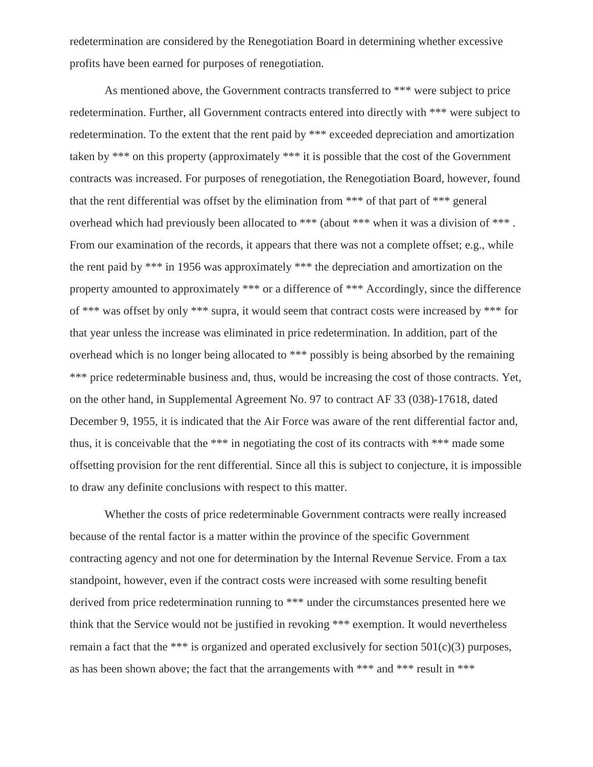redetermination are considered by the Renegotiation Board in determining whether excessive profits have been earned for purposes of renegotiation.

As mentioned above, the Government contracts transferred to *** were subject to price redetermination. Further, all Government contracts entered into directly with *** were subject to redetermination. To the extent that the rent paid by *** exceeded depreciation and amortization taken by *** on this property (approximately *** it is possible that the cost of the Government contracts was increased. For purposes of renegotiation, the Renegotiation Board, however, found that the rent differential was offset by the elimination from *** of that part of *** general overhead which had previously been allocated to *** (about *** when it was a division of *** . From our examination of the records, it appears that there was not a complete offset; e.g., while the rent paid by *** in 1956 was approximately *** the depreciation and amortization on the property amounted to approximately *** or a difference of *** Accordingly, since the difference of *** was offset by only *** supra, it would seem that contract costs were increased by *** for that year unless the increase was eliminated in price redetermination. In addition, part of the overhead which is no longer being allocated to *** possibly is being absorbed by the remaining *** price redeterminable business and, thus, would be increasing the cost of those contracts. Yet, on the other hand, in Supplemental Agreement No. 97 to contract AF 33 (038)-17618, dated December 9, 1955, it is indicated that the Air Force was aware of the rent differential factor and, thus, it is conceivable that the *** in negotiating the cost of its contracts with *** made some offsetting provision for the rent differential. Since all this is subject to conjecture, it is impossible to draw any definite conclusions with respect to this matter.

Whether the costs of price redeterminable Government contracts were really increased because of the rental factor is a matter within the province of the specific Government contracting agency and not one for determination by the Internal Revenue Service. From a tax standpoint, however, even if the contract costs were increased with some resulting benefit derived from price redetermination running to *** under the circumstances presented here we think that the Service would not be justified in revoking *** exemption. It would nevertheless remain a fact that the *** is organized and operated exclusively for section 501(c)(3) purposes, as has been shown above; the fact that the arrangements with *** and *** result in ***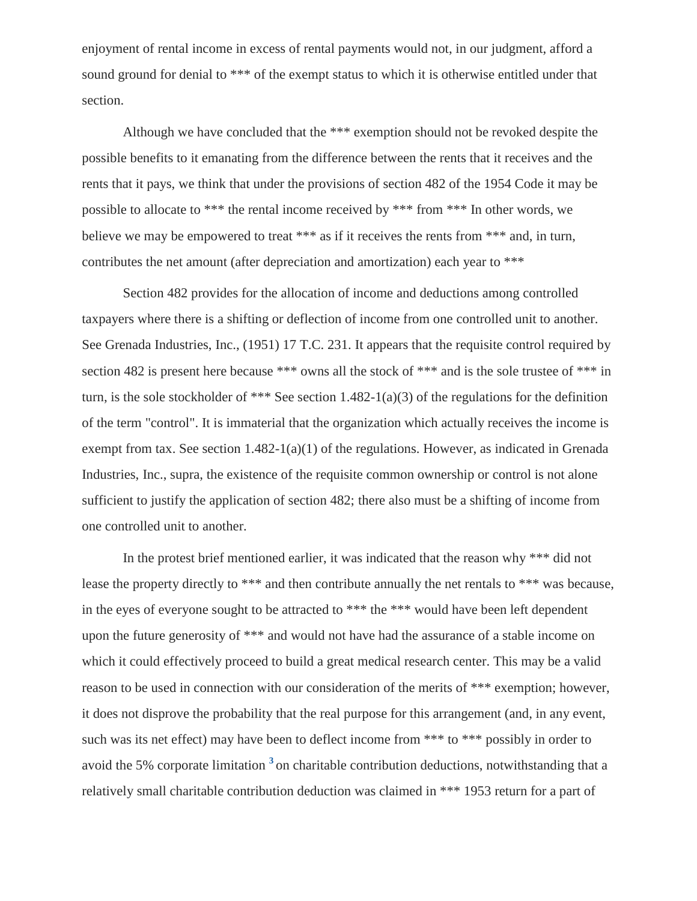enjoyment of rental income in excess of rental payments would not, in our judgment, afford a sound ground for denial to *** of the exempt status to which it is otherwise entitled under that section.

Although we have concluded that the *** exemption should not be revoked despite the possible benefits to it emanating from the difference between the rents that it receives and the rents that it pays, we think that under the provisions of section 482 of the 1954 Code it may be possible to allocate to *** the rental income received by *** from *** In other words, we believe we may be empowered to treat *** as if it receives the rents from *** and, in turn, contributes the net amount (after depreciation and amortization) each year to ***

Section 482 provides for the allocation of income and deductions among controlled taxpayers where there is a shifting or deflection of income from one controlled unit to another. See Grenada Industries, Inc., (1951) 17 T.C. 231. It appears that the requisite control required by section 482 is present here because *** owns all the stock of *** and is the sole trustee of *** in turn, is the sole stockholder of *** See section 1.482-1(a)(3) of the regulations for the definition of the term "control". It is immaterial that the organization which actually receives the income is exempt from tax. See section 1.482-1(a)(1) of the regulations. However, as indicated in Grenada Industries, Inc., supra, the existence of the requisite common ownership or control is not alone sufficient to justify the application of section 482; there also must be a shifting of income from one controlled unit to another.

In the protest brief mentioned earlier, it was indicated that the reason why *** did not lease the property directly to *** and then contribute annually the net rentals to *** was because, in the eyes of everyone sought to be attracted to *** the *** would have been left dependent upon the future generosity of *** and would not have had the assurance of a stable income on which it could effectively proceed to build a great medical research center. This may be a valid reason to be used in connection with our consideration of the merits of *** exemption; however, it does not disprove the probability that the real purpose for this arrangement (and, in any event, such was its net effect) may have been to deflect income from *** to *** possibly in order to avoid the 5% corporate limitation [3] on charitable contribution deductions, notwithstanding that a relatively small charitable contribution deduction was claimed in *** 1953 return for a part of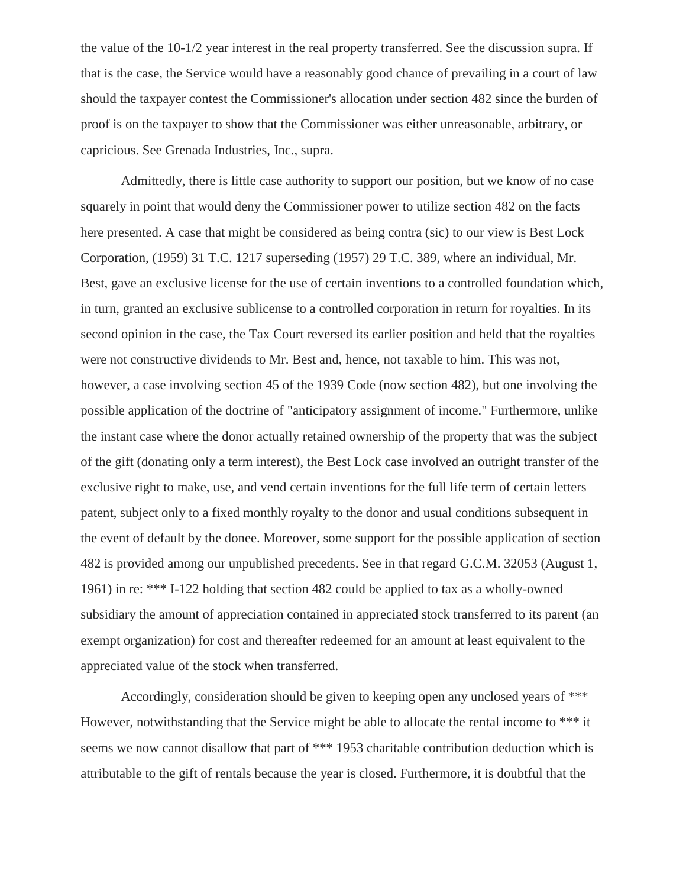the value of the 10-1/2 year interest in the real property transferred. See the discussion supra. If that is the case, the Service would have a reasonably good chance of prevailing in a court of law should the taxpayer contest the Commissioner's allocation under section 482 since the burden of proof is on the taxpayer to show that the Commissioner was either unreasonable, arbitrary, or capricious. See Grenada Industries, Inc., supra.

Admittedly, there is little case authority to support our position, but we know of no case squarely in point that would deny the Commissioner power to utilize section 482 on the facts here presented. A case that might be considered as being contra (sic) to our view is Best Lock Corporation, (1959) 31 T.C. 1217 superseding (1957) 29 T.C. 389, where an individual, Mr. Best, gave an exclusive license for the use of certain inventions to a controlled foundation which, in turn, granted an exclusive sublicense to a controlled corporation in return for royalties. In its second opinion in the case, the Tax Court reversed its earlier position and held that the royalties were not constructive dividends to Mr. Best and, hence, not taxable to him. This was not, however, a case involving section 45 of the 1939 Code (now section 482), but one involving the possible application of the doctrine of "anticipatory assignment of income." Furthermore, unlike the instant case where the donor actually retained ownership of the property that was the subject of the gift (donating only a term interest), the Best Lock case involved an outright transfer of the exclusive right to make, use, and vend certain inventions for the full life term of certain letters patent, subject only to a fixed monthly royalty to the donor and usual conditions subsequent in the event of default by the donee. Moreover, some support for the possible application of section 482 is provided among our unpublished precedents. See in that regard G.C.M. 32053 (August 1, 1961) in re: *** I-122 holding that section 482 could be applied to tax as a wholly-owned subsidiary the amount of appreciation contained in appreciated stock transferred to its parent (an exempt organization) for cost and thereafter redeemed for an amount at least equivalent to the appreciated value of the stock when transferred.

Accordingly, consideration should be given to keeping open any unclosed years of *** However, notwithstanding that the Service might be able to allocate the rental income to *** it seems we now cannot disallow that part of *** 1953 charitable contribution deduction which is attributable to the gift of rentals because the year is closed. Furthermore, it is doubtful that the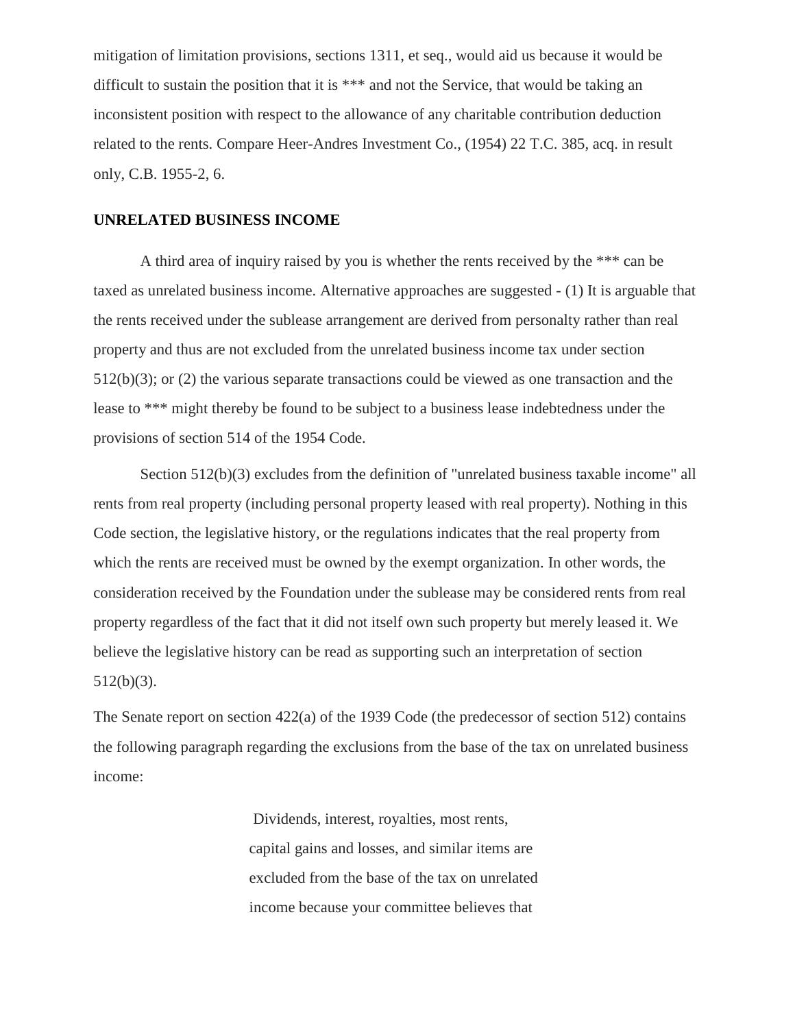mitigation of limitation provisions, sections 1311, et seq., would aid us because it would be difficult to sustain the position that it is *** and not the Service, that would be taking an inconsistent position with respect to the allowance of any charitable contribution deduction related to the rents. Compare Heer-Andres Investment Co., (1954) 22 T.C. 385, acq. in result only, C.B. 1955-2, 6.

**UNRELATED BUSINESS INCOME**

A third area of inquiry raised by you is whether the rents received by the *** can be taxed as unrelated business income. Alternative approaches are suggested - (1) It is arguable that the rents received under the sublease arrangement are derived from personalty rather than real property and thus are not excluded from the unrelated business income tax under section 512(b)(3); or (2) the various separate transactions could be viewed as one transaction and the lease to *** might thereby be found to be subject to a business lease indebtedness under the provisions of section 514 of the 1954 Code.

Section 512(b)(3) excludes from the definition of "unrelated business taxable income" all rents from real property (including personal property leased with real property). Nothing in this Code section, the legislative history, or the regulations indicates that the real property from which the rents are received must be owned by the exempt organization. In other words, the consideration received by the Foundation under the sublease may be considered rents from real property regardless of the fact that it did not itself own such property but merely leased it. We believe the legislative history can be read as supporting such an interpretation of section 512(b)(3).

The Senate report on section 422(a) of the 1939 Code (the predecessor of section 512) contains the following paragraph regarding the exclusions from the base of the tax on unrelated business income:

> Dividends, interest, royalties, most rents, capital gains and losses, and similar items are excluded from the base of the tax on unrelated income because your committee believes that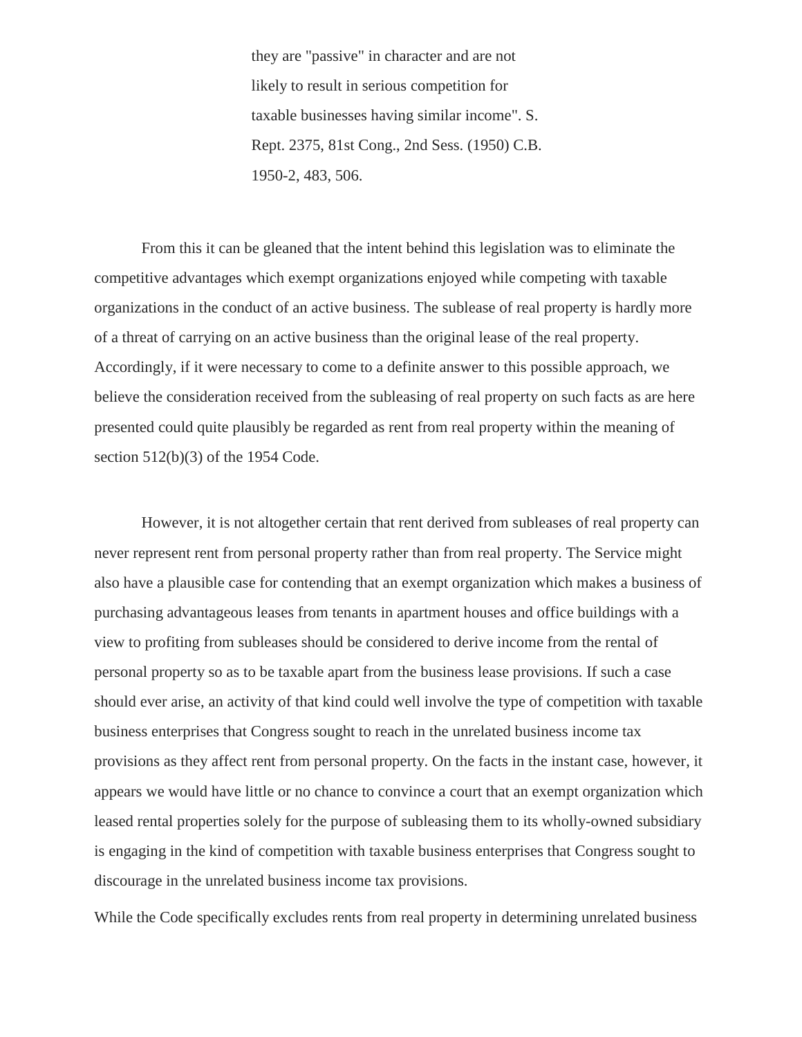> they are "passive" in character and are not likely to result in serious competition for taxable businesses having similar income". S. Rept. 2375, 81st Cong., 2nd Sess. (1950) C.B. 1950-2, 483, 506.

From this it can be gleaned that the intent behind this legislation was to eliminate the competitive advantages which exempt organizations enjoyed while competing with taxable organizations in the conduct of an active business. The sublease of real property is hardly more of a threat of carrying on an active business than the original lease of the real property. Accordingly, if it were necessary to come to a definite answer to this possible approach, we believe the consideration received from the subleasing of real property on such facts as are here presented could quite plausibly be regarded as rent from real property within the meaning of section 512(b)(3) of the 1954 Code.

However, it is not altogether certain that rent derived from subleases of real property can never represent rent from personal property rather than from real property. The Service might also have a plausible case for contending that an exempt organization which makes a business of purchasing advantageous leases from tenants in apartment houses and office buildings with a view to profiting from subleases should be considered to derive income from the rental of personal property so as to be taxable apart from the business lease provisions. If such a case should ever arise, an activity of that kind could well involve the type of competition with taxable business enterprises that Congress sought to reach in the unrelated business income tax provisions as they affect rent from personal property. On the facts in the instant case, however, it appears we would have little or no chance to convince a court that an exempt organization which leased rental properties solely for the purpose of subleasing them to its wholly-owned subsidiary is engaging in the kind of competition with taxable business enterprises that Congress sought to discourage in the unrelated business income tax provisions.

While the Code specifically excludes rents from real property in determining unrelated business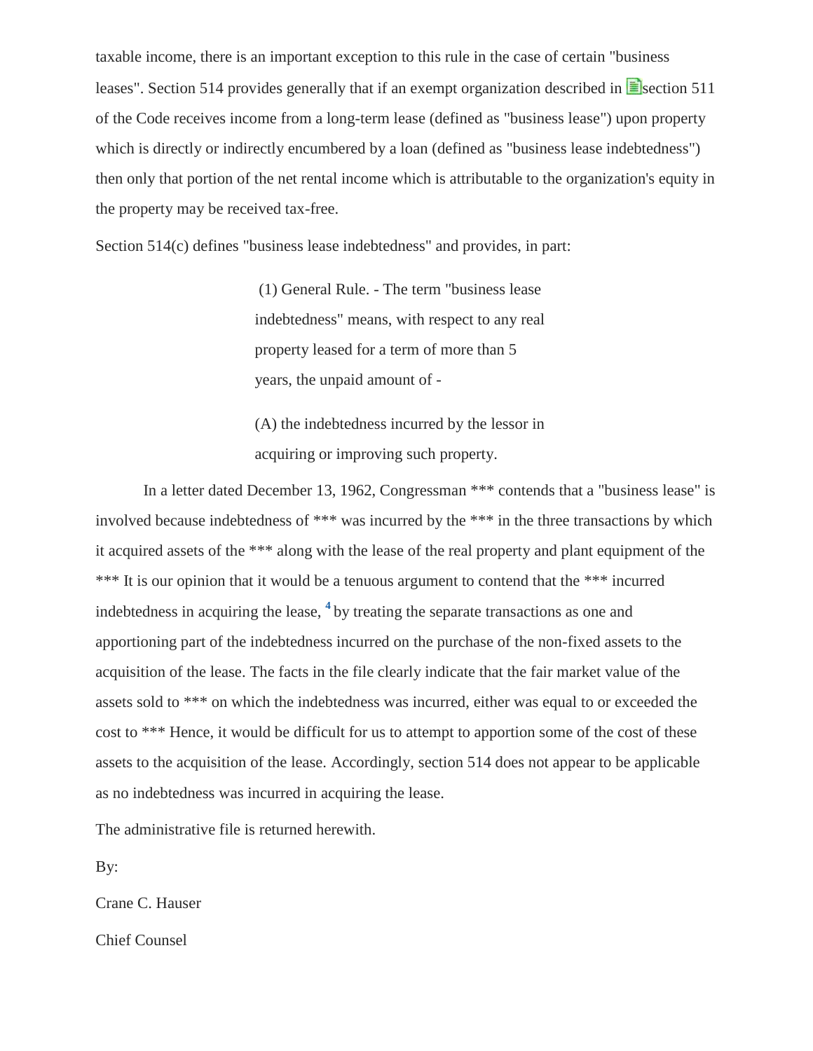taxable income, there is an important exception to this rule in the case of certain "business leases". Section 514 provides generally that if an exempt organization described in section 511 of the Code receives income from a long-term lease (defined as "business lease") upon property which is directly or indirectly encumbered by a loan (defined as "business lease indebtedness") then only that portion of the net rental income which is attributable to the organization's equity in the property may be received tax-free.

Section 514(c) defines "business lease indebtedness" and provides, in part:

> (1) General Rule. - The term "business lease indebtedness" means, with respect to any real property leased for a term of more than 5 years, the unpaid amount of -
>
> (A) the indebtedness incurred by the lessor in acquiring or improving such property.

In a letter dated December 13, 1962, Congressman *** contends that a "business lease" is involved because indebtedness of *** was incurred by the *** in the three transactions by which it acquired assets of the *** along with the lease of the real property and plant equipment of the *** It is our opinion that it would be a tenuous argument to contend that the *** incurred indebtedness in acquiring the lease, [4] by treating the separate transactions as one and apportioning part of the indebtedness incurred on the purchase of the non-fixed assets to the acquisition of the lease. The facts in the file clearly indicate that the fair market value of the assets sold to *** on which the indebtedness was incurred, either was equal to or exceeded the cost to *** Hence, it would be difficult for us to attempt to apportion some of the cost of these assets to the acquisition of the lease. Accordingly, section 514 does not appear to be applicable as no indebtedness was incurred in acquiring the lease.

The administrative file is returned herewith.

By:

Crane C. Hauser

Chief Counsel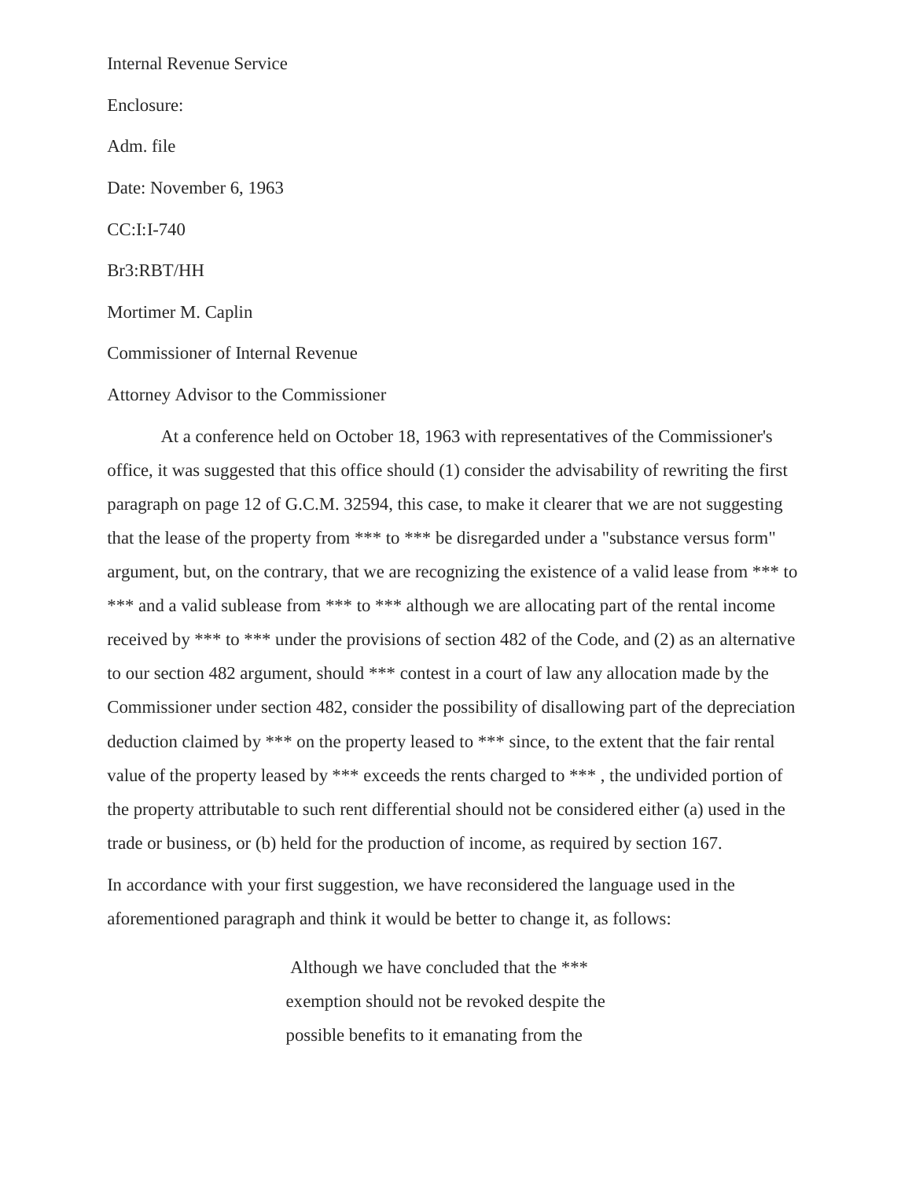Internal Revenue Service

Enclosure:

Adm. file

Date: November 6, 1963

CC:I:I-740

Br3:RBT/HH

Mortimer M. Caplin

Commissioner of Internal Revenue

Attorney Advisor to the Commissioner

At a conference held on October 18, 1963 with representatives of the Commissioner's office, it was suggested that this office should (1) consider the advisability of rewriting the first paragraph on page 12 of G.C.M. 32594, this case, to make it clearer that we are not suggesting that the lease of the property from *** to *** be disregarded under a "substance versus form" argument, but, on the contrary, that we are recognizing the existence of a valid lease from *** to *** and a valid sublease from *** to *** although we are allocating part of the rental income received by *** to *** under the provisions of section 482 of the Code, and (2) as an alternative to our section 482 argument, should *** contest in a court of law any allocation made by the Commissioner under section 482, consider the possibility of disallowing part of the depreciation deduction claimed by *** on the property leased to *** since, to the extent that the fair rental value of the property leased by *** exceeds the rents charged to *** , the undivided portion of the property attributable to such rent differential should not be considered either (a) used in the trade or business, or (b) held for the production of income, as required by section 167.

In accordance with your first suggestion, we have reconsidered the language used in the aforementioned paragraph and think it would be better to change it, as follows:

> Although we have concluded that the *** exemption should not be revoked despite the possible benefits to it emanating from the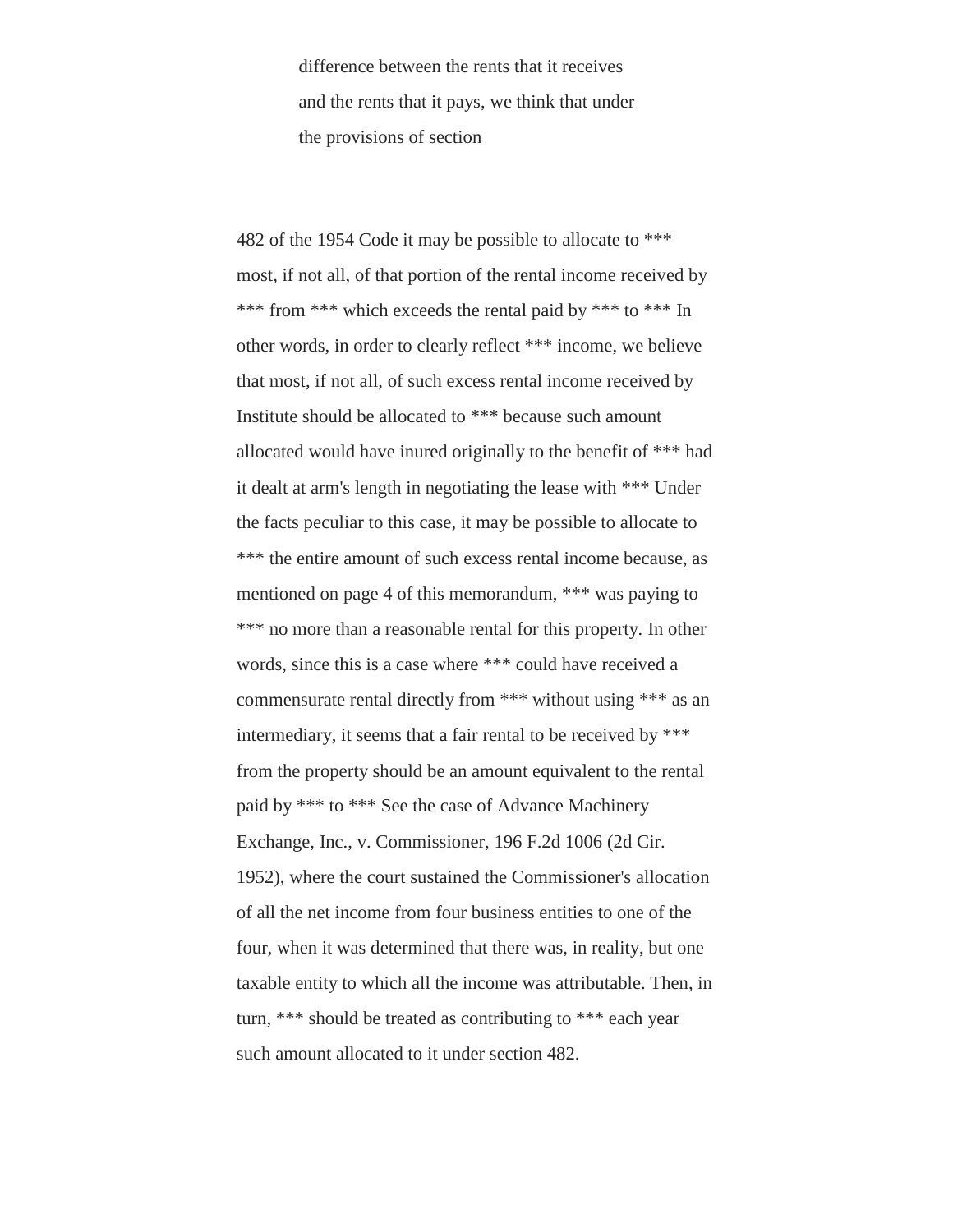difference between the rents that it receives and the rents that it pays, we think that under the provisions of section

482 of the 1954 Code it may be possible to allocate to *** most, if not all, of that portion of the rental income received by *** from *** which exceeds the rental paid by *** to *** In other words, in order to clearly reflect *** income, we believe that most, if not all, of such excess rental income received by Institute should be allocated to *** because such amount allocated would have inured originally to the benefit of *** had it dealt at arm's length in negotiating the lease with *** Under the facts peculiar to this case, it may be possible to allocate to *** the entire amount of such excess rental income because, as mentioned on page 4 of this memorandum, *** was paying to *** no more than a reasonable rental for this property. In other words, since this is a case where *** could have received a commensurate rental directly from *** without using *** as an intermediary, it seems that a fair rental to be received by *** from the property should be an amount equivalent to the rental paid by *** to *** See the case of Advance Machinery Exchange, Inc., v. Commissioner, 196 F.2d 1006 (2d Cir. 1952), where the court sustained the Commissioner's allocation of all the net income from four business entities to one of the four, when it was determined that there was, in reality, but one taxable entity to which all the income was attributable. Then, in turn, *** should be treated as contributing to *** each year such amount allocated to it under section 482.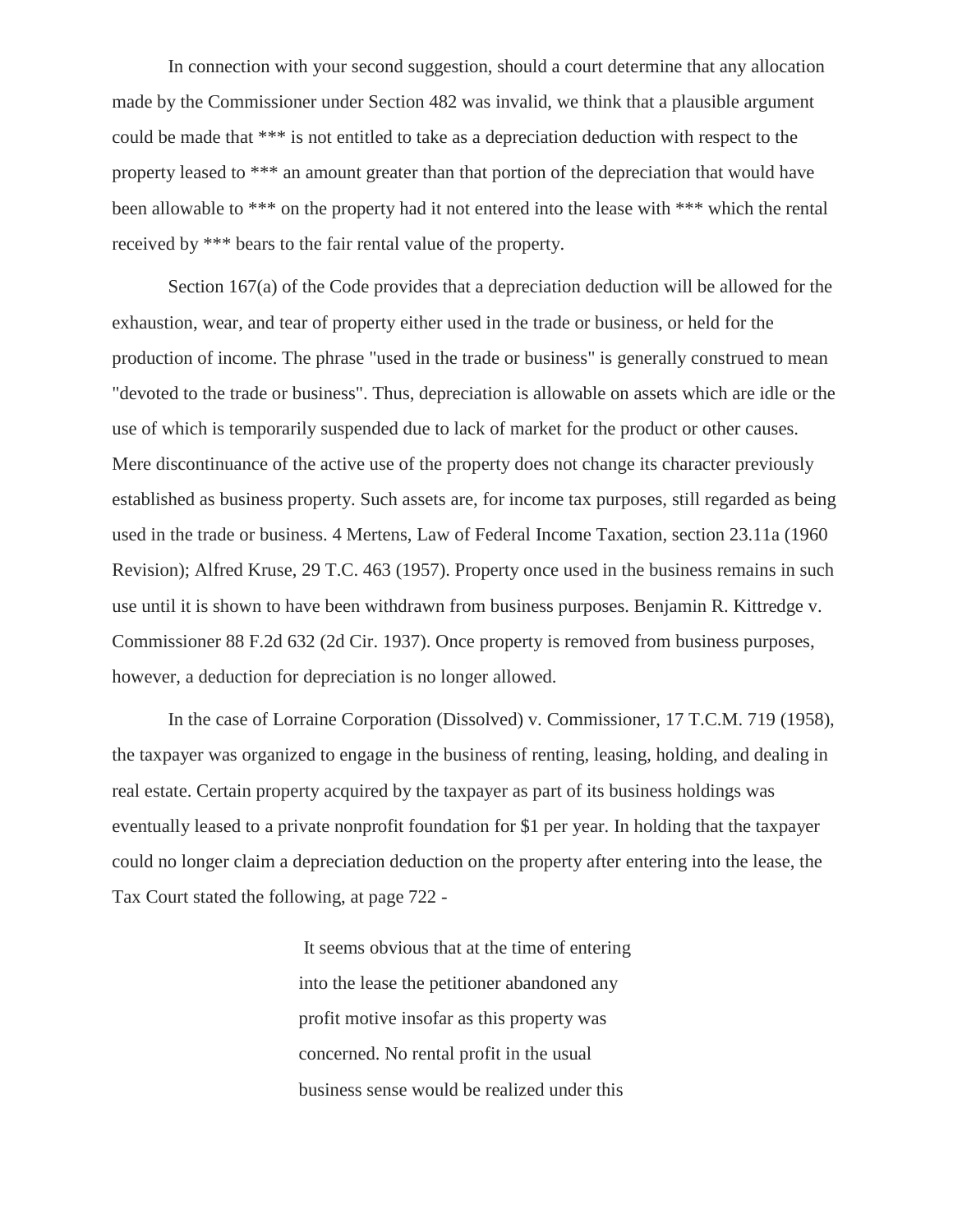In connection with your second suggestion, should a court determine that any allocation made by the Commissioner under Section 482 was invalid, we think that a plausible argument could be made that *** is not entitled to take as a depreciation deduction with respect to the property leased to *** an amount greater than that portion of the depreciation that would have been allowable to *** on the property had it not entered into the lease with *** which the rental received by *** bears to the fair rental value of the property.

Section 167(a) of the Code provides that a depreciation deduction will be allowed for the exhaustion, wear, and tear of property either used in the trade or business, or held for the production of income. The phrase "used in the trade or business" is generally construed to mean "devoted to the trade or business". Thus, depreciation is allowable on assets which are idle or the use of which is temporarily suspended due to lack of market for the product or other causes. Mere discontinuance of the active use of the property does not change its character previously established as business property. Such assets are, for income tax purposes, still regarded as being used in the trade or business. 4 Mertens, Law of Federal Income Taxation, section 23.11a (1960 Revision); Alfred Kruse, 29 T.C. 463 (1957). Property once used in the business remains in such use until it is shown to have been withdrawn from business purposes. Benjamin R. Kittredge v. Commissioner 88 F.2d 632 (2d Cir. 1937). Once property is removed from business purposes, however, a deduction for depreciation is no longer allowed.

In the case of Lorraine Corporation (Dissolved) v. Commissioner, 17 T.C.M. 719 (1958), the taxpayer was organized to engage in the business of renting, leasing, holding, and dealing in real estate. Certain property acquired by the taxpayer as part of its business holdings was eventually leased to a private nonprofit foundation for $1 per year. In holding that the taxpayer could no longer claim a depreciation deduction on the property after entering into the lease, the Tax Court stated the following, at page 722 -

> It seems obvious that at the time of entering into the lease the petitioner abandoned any profit motive insofar as this property was concerned. No rental profit in the usual business sense would be realized under this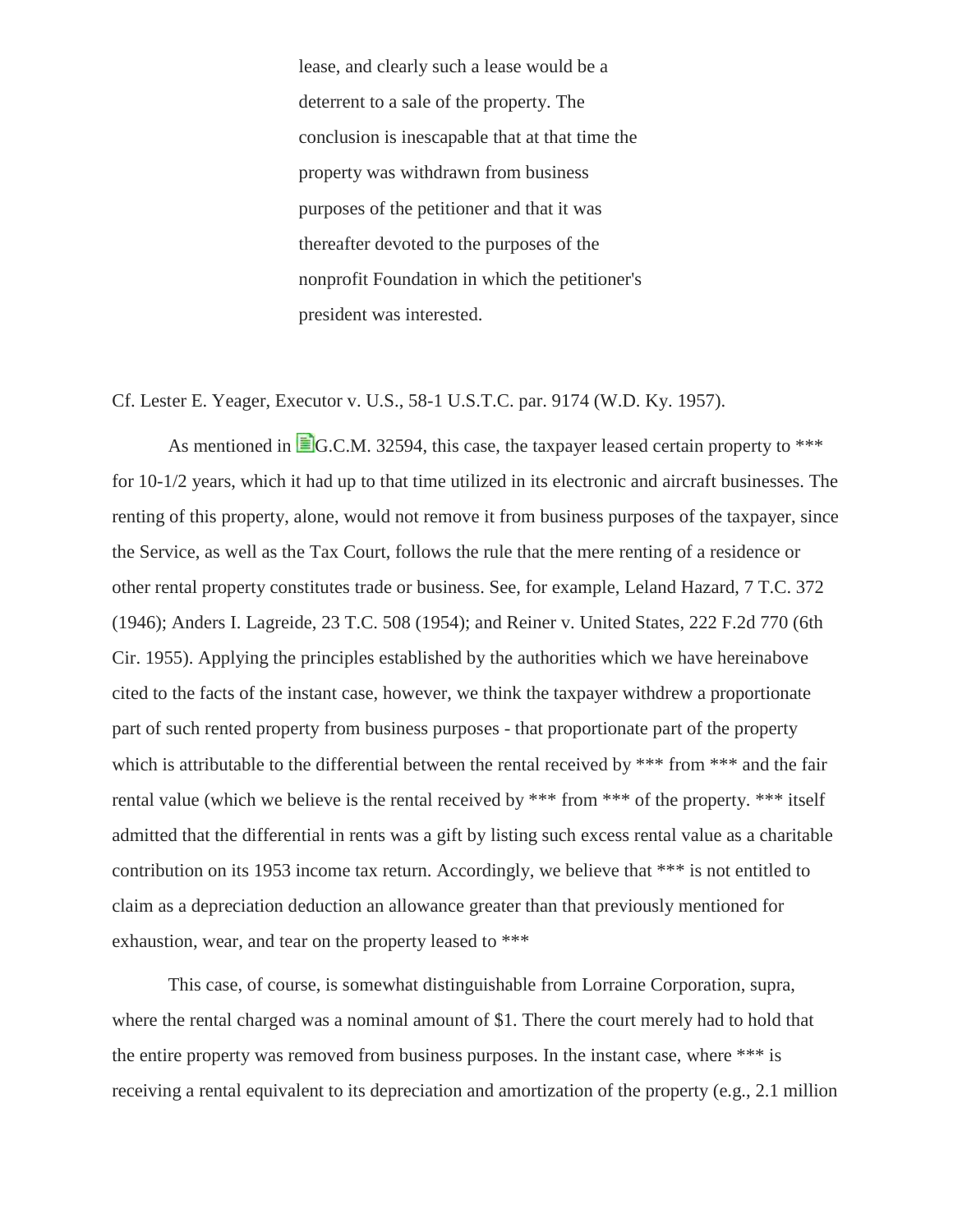> lease, and clearly such a lease would be a deterrent to a sale of the property. The conclusion is inescapable that at that time the property was withdrawn from business purposes of the petitioner and that it was thereafter devoted to the purposes of the nonprofit Foundation in which the petitioner's president was interested.

Cf. Lester E. Yeager, Executor v. U.S., 58-1 U.S.T.C. par. 9174 (W.D. Ky. 1957).

As mentioned in G.C.M. 32594, this case, the taxpayer leased certain property to *** for 10-1/2 years, which it had up to that time utilized in its electronic and aircraft businesses. The renting of this property, alone, would not remove it from business purposes of the taxpayer, since the Service, as well as the Tax Court, follows the rule that the mere renting of a residence or other rental property constitutes trade or business. See, for example, Leland Hazard, 7 T.C. 372 (1946); Anders I. Lagreide, 23 T.C. 508 (1954); and Reiner v. United States, 222 F.2d 770 (6th Cir. 1955). Applying the principles established by the authorities which we have hereinabove cited to the facts of the instant case, however, we think the taxpayer withdrew a proportionate part of such rented property from business purposes - that proportionate part of the property which is attributable to the differential between the rental received by *** from *** and the fair rental value (which we believe is the rental received by *** from *** of the property. *** itself admitted that the differential in rents was a gift by listing such excess rental value as a charitable contribution on its 1953 income tax return. Accordingly, we believe that *** is not entitled to claim as a depreciation deduction an allowance greater than that previously mentioned for exhaustion, wear, and tear on the property leased to ***

This case, of course, is somewhat distinguishable from Lorraine Corporation, supra, where the rental charged was a nominal amount of $1. There the court merely had to hold that the entire property was removed from business purposes. In the instant case, where *** is receiving a rental equivalent to its depreciation and amortization of the property (e.g., 2.1 million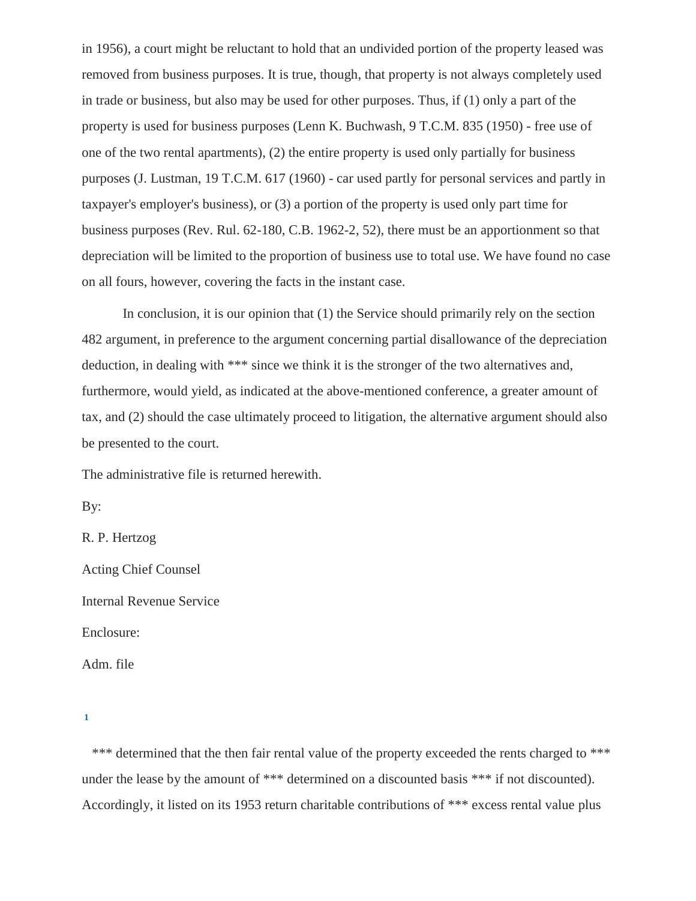in 1956), a court might be reluctant to hold that an undivided portion of the property leased was removed from business purposes. It is true, though, that property is not always completely used in trade or business, but also may be used for other purposes. Thus, if (1) only a part of the property is used for business purposes (Lenn K. Buchwash, 9 T.C.M. 835 (1950) - free use of one of the two rental apartments), (2) the entire property is used only partially for business purposes (J. Lustman, 19 T.C.M. 617 (1960) - car used partly for personal services and partly in taxpayer's employer's business), or (3) a portion of the property is used only part time for business purposes (Rev. Rul. 62-180, C.B. 1962-2, 52), there must be an apportionment so that depreciation will be limited to the proportion of business use to total use. We have found no case on all fours, however, covering the facts in the instant case.

In conclusion, it is our opinion that (1) the Service should primarily rely on the section 482 argument, in preference to the argument concerning partial disallowance of the depreciation deduction, in dealing with *** since we think it is the stronger of the two alternatives and, furthermore, would yield, as indicated at the above-mentioned conference, a greater amount of tax, and (2) should the case ultimately proceed to litigation, the alternative argument should also be presented to the court.

The administrative file is returned herewith.

By:

R. P. Hertzog

Acting Chief Counsel

Internal Revenue Service

Enclosure:

Adm. file

[1]

*** determined that the then fair rental value of the property exceeded the rents charged to *** under the lease by the amount of *** determined on a discounted basis *** if not discounted). Accordingly, it listed on its 1953 return charitable contributions of *** excess rental value plus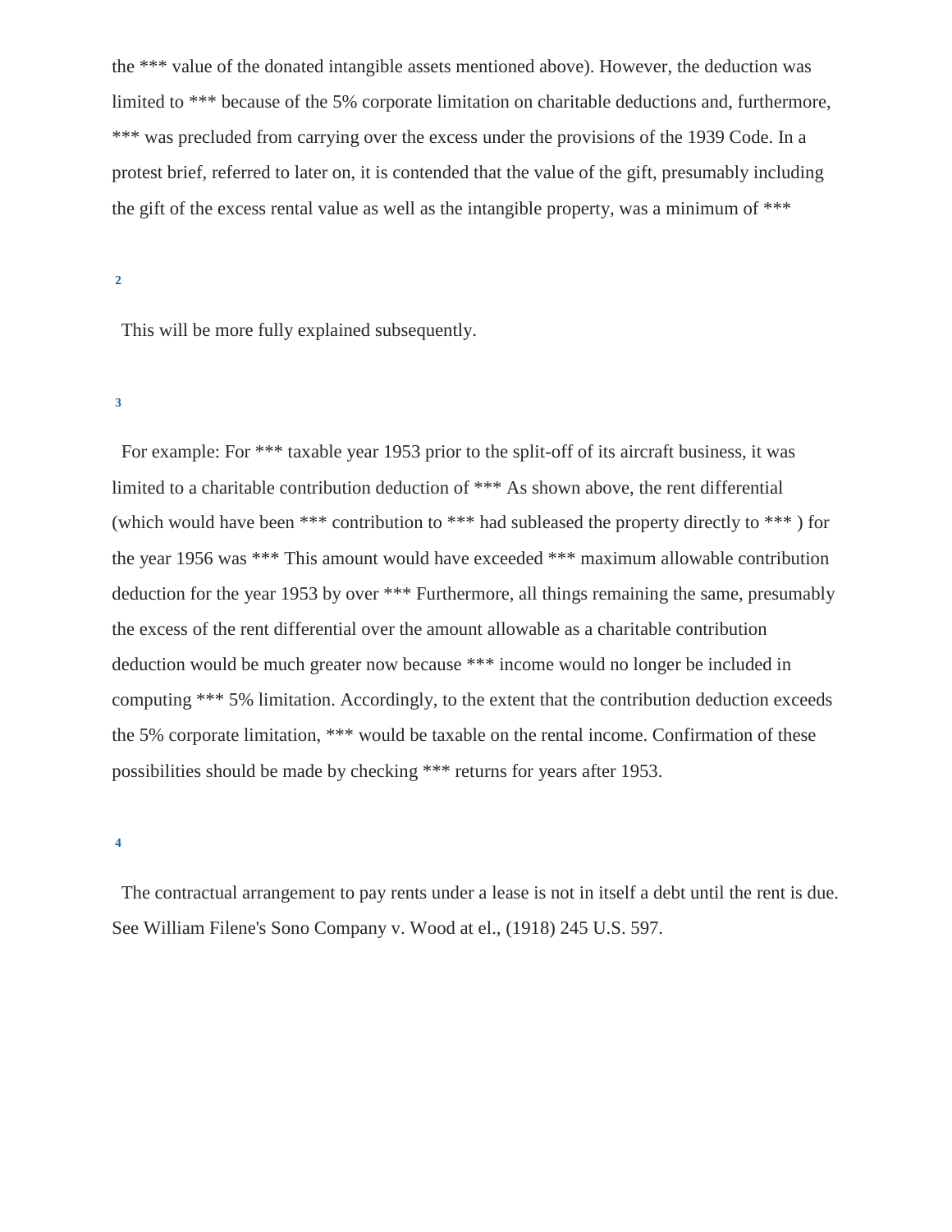the *** value of the donated intangible assets mentioned above). However, the deduction was limited to *** because of the 5% corporate limitation on charitable deductions and, furthermore, *** was precluded from carrying over the excess under the provisions of the 1939 Code. In a protest brief, referred to later on, it is contended that the value of the gift, presumably including the gift of the excess rental value as well as the intangible property, was a minimum of ***

**2**

This will be more fully explained subsequently.

**3**

For example: For *** taxable year 1953 prior to the split-off of its aircraft business, it was limited to a charitable contribution deduction of *** As shown above, the rent differential (which would have been *** contribution to *** had subleased the property directly to *** ) for the year 1956 was *** This amount would have exceeded *** maximum allowable contribution deduction for the year 1953 by over *** Furthermore, all things remaining the same, presumably the excess of the rent differential over the amount allowable as a charitable contribution deduction would be much greater now because *** income would no longer be included in computing *** 5% limitation. Accordingly, to the extent that the contribution deduction exceeds the 5% corporate limitation, *** would be taxable on the rental income. Confirmation of these possibilities should be made by checking *** returns for years after 1953.

**4**

The contractual arrangement to pay rents under a lease is not in itself a debt until the rent is due. See William Filene's Sono Company v. Wood at el., (1918) 245 U.S. 597.